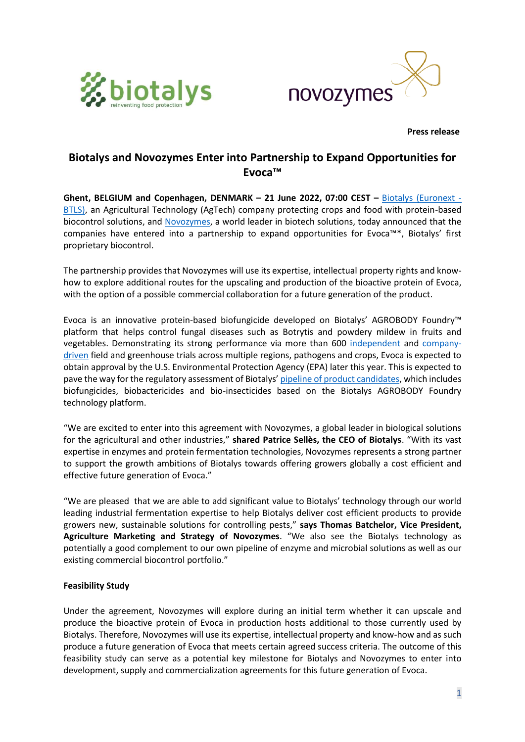**Press release**

# Biotalys and Novozymes Enter into Partnership to Expand Opportunities for Evoca™

**Ghent, BELGIUM and Copenhagen, DENMARK – 21 June 2022, 07:00 CEST –** Biotalys (Euronext - BTLS), an Agricultural Technology (AgTech) company protecting crops and food with protein-based biocontrol solutions, and Novozymes, a world leader in biotech solutions, today announced that the companies have entered into a partnership to expand opportunities for Evoca™*, Biotalys' first proprietary biocontrol.

The partnership provides that Novozymes will use its expertise, intellectual property rights and know-how to explore additional routes for the upscaling and production of the bioactive protein of Evoca, with the option of a possible commercial collaboration for a future generation of the product.

Evoca is an innovative protein-based biofungicide developed on Biotalys' AGROBODY Foundry™ platform that helps control fungal diseases such as Botrytis and powdery mildew in fruits and vegetables. Demonstrating its strong performance via more than 600 independent and company-driven field and greenhouse trials across multiple regions, pathogens and crops, Evoca is expected to obtain approval by the U.S. Environmental Protection Agency (EPA) later this year. This is expected to pave the way for the regulatory assessment of Biotalys' pipeline of product candidates, which includes biofungicides, biobactericides and bio-insecticides based on the Biotalys AGROBODY Foundry technology platform.

"We are excited to enter into this agreement with Novozymes, a global leader in biological solutions for the agricultural and other industries," **shared Patrice Sellès, the CEO of Biotalys**. "With its vast expertise in enzymes and protein fermentation technologies, Novozymes represents a strong partner to support the growth ambitions of Biotalys towards offering growers globally a cost efficient and effective future generation of Evoca."

"We are pleased that we are able to add significant value to Biotalys' technology through our world leading industrial fermentation expertise to help Biotalys deliver cost efficient products to provide growers new, sustainable solutions for controlling pests," **says Thomas Batchelor, Vice President, Agriculture Marketing and Strategy of Novozymes**. "We also see the Biotalys technology as potentially a good complement to our own pipeline of enzyme and microbial solutions as well as our existing commercial biocontrol portfolio."

**Feasibility Study**

Under the agreement, Novozymes will explore during an initial term whether it can upscale and produce the bioactive protein of Evoca in production hosts additional to those currently used by Biotalys. Therefore, Novozymes will use its expertise, intellectual property and know-how and as such produce a future generation of Evoca that meets certain agreed success criteria. The outcome of this feasibility study can serve as a potential key milestone for Biotalys and Novozymes to enter into development, supply and commercialization agreements for this future generation of Evoca.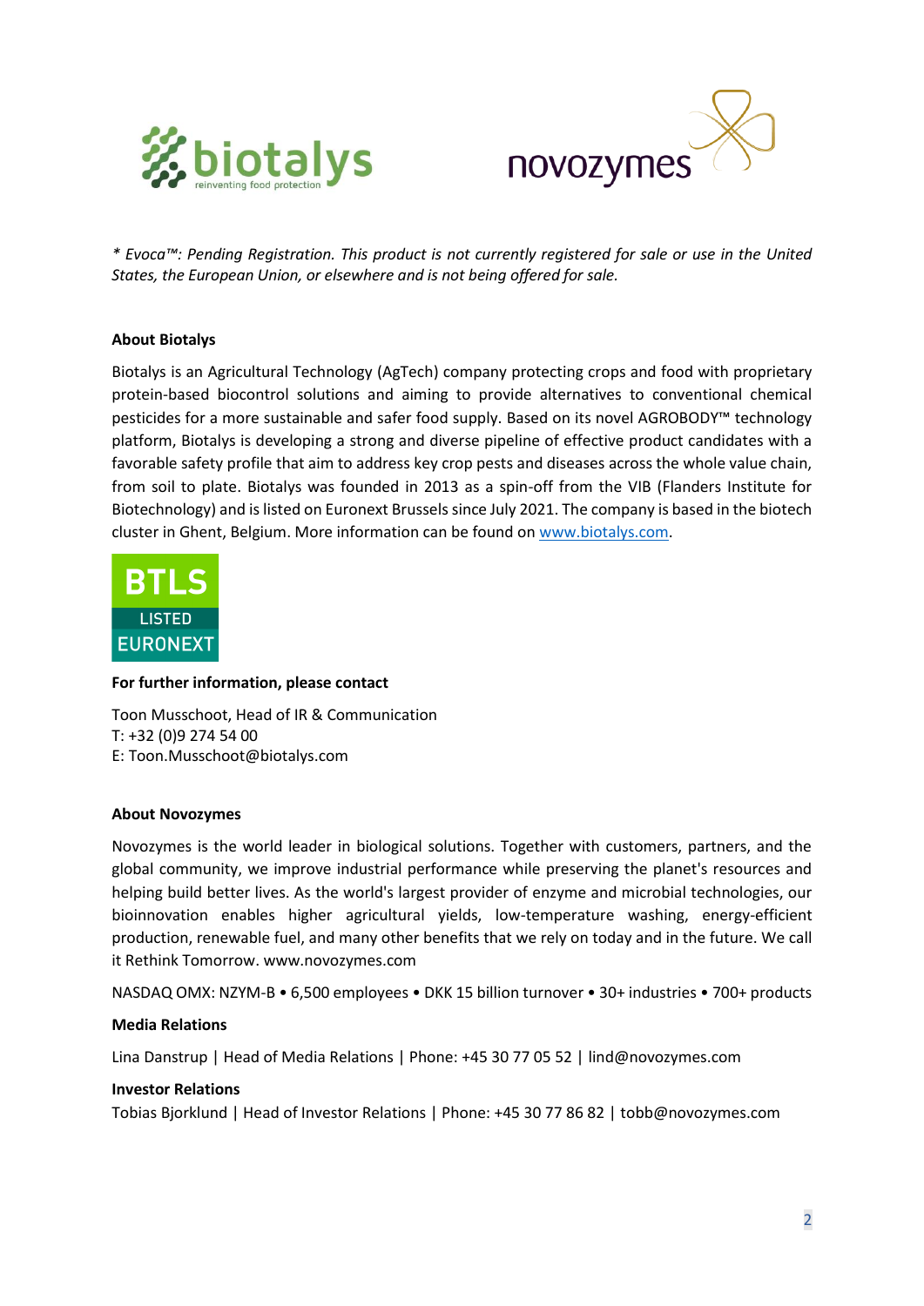*\* Evoca™: Pending Registration. This product is not currently registered for sale or use in the United States, the European Union, or elsewhere and is not being offered for sale.*

**About Biotalys**

Biotalys is an Agricultural Technology (AgTech) company protecting crops and food with proprietary protein-based biocontrol solutions and aiming to provide alternatives to conventional chemical pesticides for a more sustainable and safer food supply. Based on its novel AGROBODY™ technology platform, Biotalys is developing a strong and diverse pipeline of effective product candidates with a favorable safety profile that aim to address key crop pests and diseases across the whole value chain, from soil to plate. Biotalys was founded in 2013 as a spin-off from the VIB (Flanders Institute for Biotechnology) and is listed on Euronext Brussels since July 2021. The company is based in the biotech cluster in Ghent, Belgium. More information can be found on [www.biotalys.com](www.biotalys.com).

BTLS LISTED EURONEXT

**For further information, please contact**

Toon Musschoot, Head of IR & Communication
T: +32 (0)9 274 54 00
E: Toon.Musschoot@biotalys.com

**About Novozymes**

Novozymes is the world leader in biological solutions. Together with customers, partners, and the global community, we improve industrial performance while preserving the planet's resources and helping build better lives. As the world's largest provider of enzyme and microbial technologies, our bioinnovation enables higher agricultural yields, low-temperature washing, energy-efficient production, renewable fuel, and many other benefits that we rely on today and in the future. We call it Rethink Tomorrow. www.novozymes.com

NASDAQ OMX: NZYM-B • 6,500 employees • DKK 15 billion turnover • 30+ industries • 700+ products

**Media Relations**

Lina Danstrup | Head of Media Relations | Phone: +45 30 77 05 52 | lind@novozymes.com

**Investor Relations**

Tobias Bjorklund | Head of Investor Relations | Phone: +45 30 77 86 82 | tobb@novozymes.com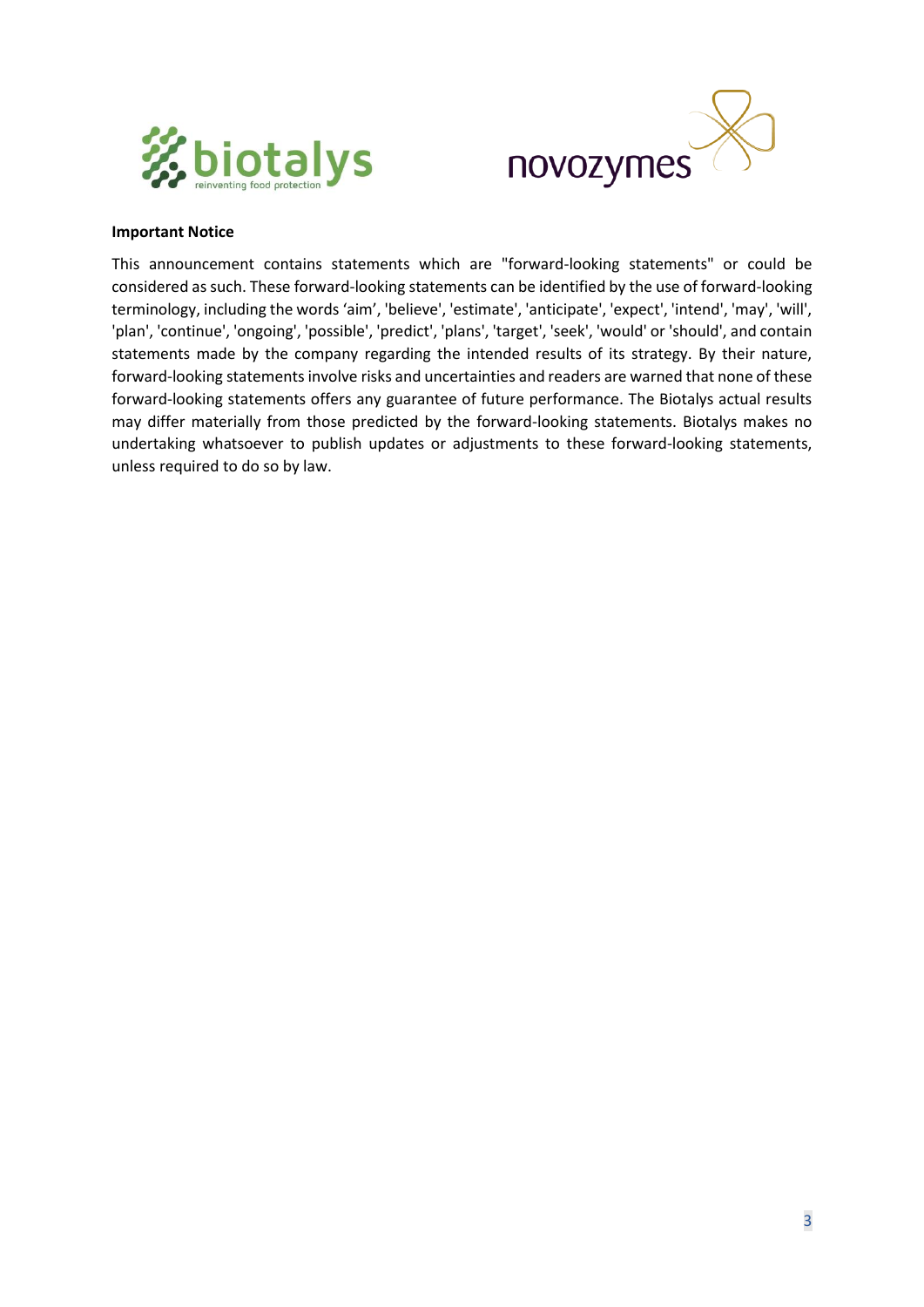**Important Notice**

This announcement contains statements which are "forward-looking statements" or could be considered as such. These forward-looking statements can be identified by the use of forward-looking terminology, including the words 'aim', 'believe', 'estimate', 'anticipate', 'expect', 'intend', 'may', 'will', 'plan', 'continue', 'ongoing', 'possible', 'predict', 'plans', 'target', 'seek', 'would' or 'should', and contain statements made by the company regarding the intended results of its strategy. By their nature, forward-looking statements involve risks and uncertainties and readers are warned that none of these forward-looking statements offers any guarantee of future performance. The Biotalys actual results may differ materially from those predicted by the forward-looking statements. Biotalys makes no undertaking whatsoever to publish updates or adjustments to these forward-looking statements, unless required to do so by law.